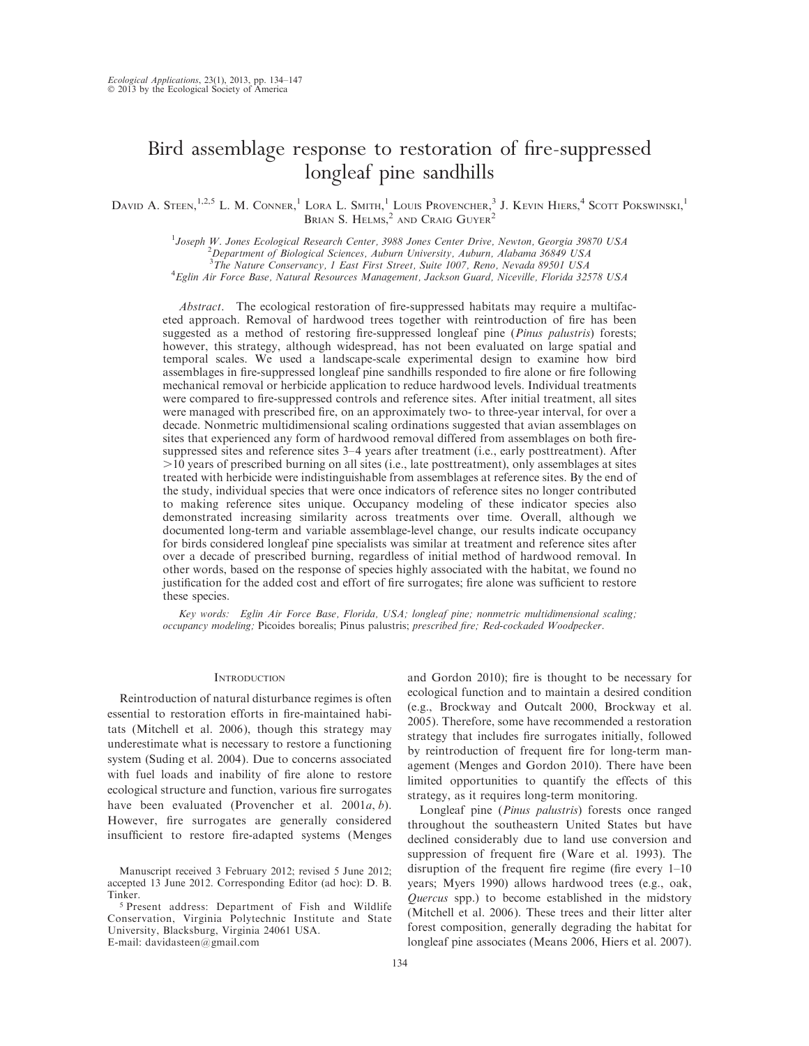# Bird assemblage response to restoration of fire-suppressed longleaf pine sandhills

David A. Steen,[1,2,5] L. M. Conner,[1] Lora L. Smith,[1] Louis Provencher,[3] J. Kevin Hiers,[4] Scott Pokswinski,[1] Brian S. Helms,[2] and Craig Guyer[2]

[1]Joseph W. Jones Ecological Research Center, 3988 Jones Center Drive, Newton, Georgia 39870 USA
[2]Department of Biological Sciences, Auburn University, Auburn, Alabama 36849 USA
[3]The Nature Conservancy, 1 East First Street, Suite 1007, Reno, Nevada 89501 USA
[4]Eglin Air Force Base, Natural Resources Management, Jackson Guard, Niceville, Florida 32578 USA

*Abstract*. The ecological restoration of fire-suppressed habitats may require a multifaceted approach. Removal of hardwood trees together with reintroduction of fire has been suggested as a method of restoring fire-suppressed longleaf pine (*Pinus palustris*) forests; however, this strategy, although widespread, has not been evaluated on large spatial and temporal scales. We used a landscape-scale experimental design to examine how bird assemblages in fire-suppressed longleaf pine sandhills responded to fire alone or fire following mechanical removal or herbicide application to reduce hardwood levels. Individual treatments were compared to fire-suppressed controls and reference sites. After initial treatment, all sites were managed with prescribed fire, on an approximately two- to three-year interval, for over a decade. Nonmetric multidimensional scaling ordinations suggested that avian assemblages on sites that experienced any form of hardwood removal differed from assemblages on both fire-suppressed sites and reference sites 3–4 years after treatment (i.e., early posttreatment). After >10 years of prescribed burning on all sites (i.e., late posttreatment), only assemblages at sites treated with herbicide were indistinguishable from assemblages at reference sites. By the end of the study, individual species that were once indicators of reference sites no longer contributed to making reference sites unique. Occupancy modeling of these indicator species also demonstrated increasing similarity across treatments over time. Overall, although we documented long-term and variable assemblage-level change, our results indicate occupancy for birds considered longleaf pine specialists was similar at treatment and reference sites after over a decade of prescribed burning, regardless of initial method of hardwood removal. In other words, based on the response of species highly associated with the habitat, we found no justification for the added cost and effort of fire surrogates; fire alone was sufficient to restore these species.

*Key words*: *Eglin Air Force Base, Florida, USA; longleaf pine; nonmetric multidimensional scaling; occupancy modeling;* Picoides borealis; Pinus palustris; *prescribed fire; Red-cockaded Woodpecker.*

## Introduction

Reintroduction of natural disturbance regimes is often essential to restoration efforts in fire-maintained habitats (Mitchell et al. 2006), though this strategy may underestimate what is necessary to restore a functioning system (Suding et al. 2004). Due to concerns associated with fuel loads and inability of fire alone to restore ecological structure and function, various fire surrogates have been evaluated (Provencher et al. 2001*a*, *b*). However, fire surrogates are generally considered insufficient to restore fire-adapted systems (Menges and Gordon 2010); fire is thought to be necessary for ecological function and to maintain a desired condition (e.g., Brockway and Outcalt 2000, Brockway et al. 2005). Therefore, some have recommended a restoration strategy that includes fire surrogates initially, followed by reintroduction of frequent fire for long-term management (Menges and Gordon 2010). There have been limited opportunities to quantify the effects of this strategy, as it requires long-term monitoring.

Longleaf pine (*Pinus palustris*) forests once ranged throughout the southeastern United States but have declined considerably due to land use conversion and suppression of frequent fire (Ware et al. 1993). The disruption of the frequent fire regime (fire every 1–10 years; Myers 1990) allows hardwood trees (e.g., oak, *Quercus* spp.) to become established in the midstory (Mitchell et al. 2006). These trees and their litter alter forest composition, generally degrading the habitat for longleaf pine associates (Means 2006, Hiers et al. 2007).

Manuscript received 3 February 2012; revised 5 June 2012; accepted 13 June 2012. Corresponding Editor (ad hoc): D. B. Tinker.

[5] Present address: Department of Fish and Wildlife Conservation, Virginia Polytechnic Institute and State University, Blacksburg, Virginia 24061 USA. E-mail: davidasteen@gmail.com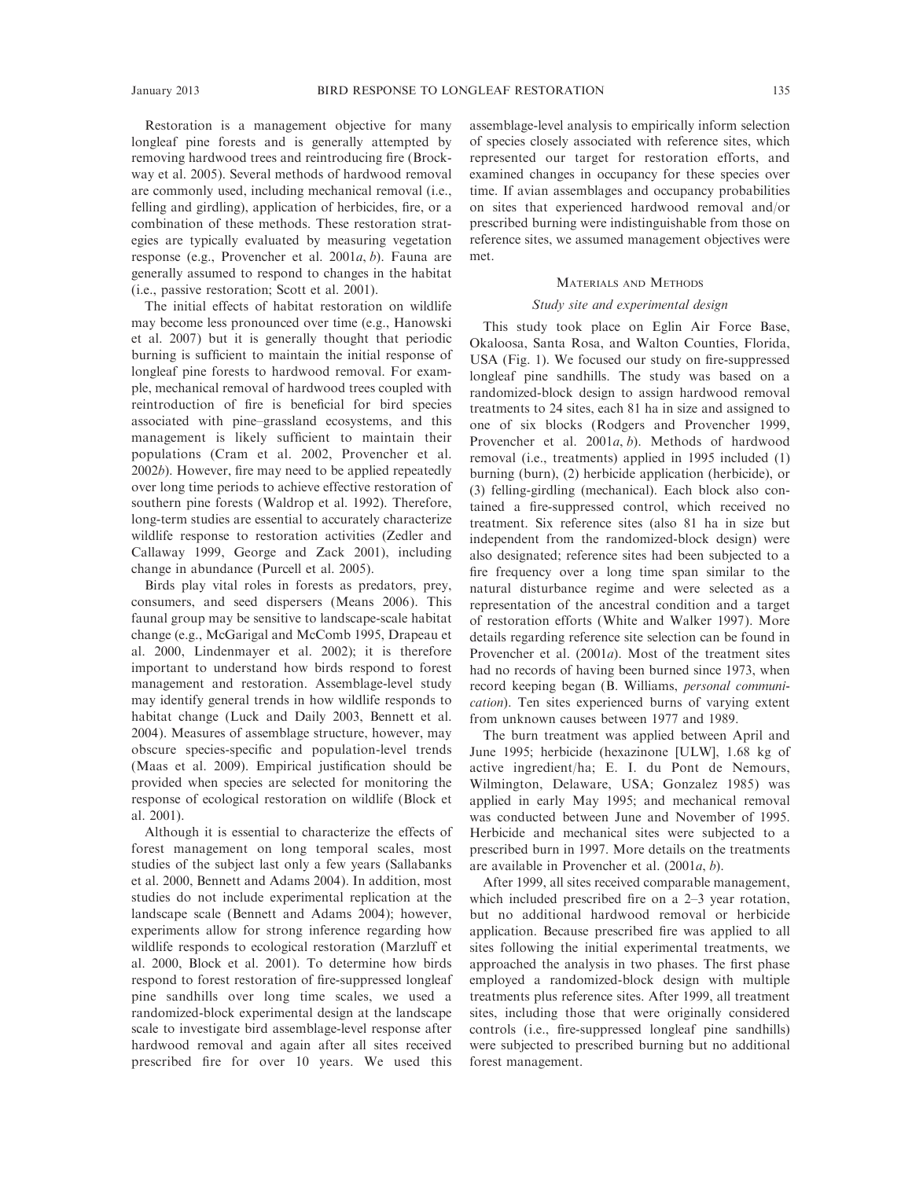Restoration is a management objective for many longleaf pine forests and is generally attempted by removing hardwood trees and reintroducing fire (Brockway et al. 2005). Several methods of hardwood removal are commonly used, including mechanical removal (i.e., felling and girdling), application of herbicides, fire, or a combination of these methods. These restoration strategies are typically evaluated by measuring vegetation response (e.g., Provencher et al. 2001*a*, *b*). Fauna are generally assumed to respond to changes in the habitat (i.e., passive restoration; Scott et al. 2001).

The initial effects of habitat restoration on wildlife may become less pronounced over time (e.g., Hanowski et al. 2007) but it is generally thought that periodic burning is sufficient to maintain the initial response of longleaf pine forests to hardwood removal. For example, mechanical removal of hardwood trees coupled with reintroduction of fire is beneficial for bird species associated with pine–grassland ecosystems, and this management is likely sufficient to maintain their populations (Cram et al. 2002, Provencher et al. 2002*b*). However, fire may need to be applied repeatedly over long time periods to achieve effective restoration of southern pine forests (Waldrop et al. 1992). Therefore, long-term studies are essential to accurately characterize wildlife response to restoration activities (Zedler and Callaway 1999, George and Zack 2001), including change in abundance (Purcell et al. 2005).

Birds play vital roles in forests as predators, prey, consumers, and seed dispersers (Means 2006). This faunal group may be sensitive to landscape-scale habitat change (e.g., McGarigal and McComb 1995, Drapeau et al. 2000, Lindenmayer et al. 2002); it is therefore important to understand how birds respond to forest management and restoration. Assemblage-level study may identify general trends in how wildlife responds to habitat change (Luck and Daily 2003, Bennett et al. 2004). Measures of assemblage structure, however, may obscure species-specific and population-level trends (Maas et al. 2009). Empirical justification should be provided when species are selected for monitoring the response of ecological restoration on wildlife (Block et al. 2001).

Although it is essential to characterize the effects of forest management on long temporal scales, most studies of the subject last only a few years (Sallabanks et al. 2000, Bennett and Adams 2004). In addition, most studies do not include experimental replication at the landscape scale (Bennett and Adams 2004); however, experiments allow for strong inference regarding how wildlife responds to ecological restoration (Marzluff et al. 2000, Block et al. 2001). To determine how birds respond to forest restoration of fire-suppressed longleaf pine sandhills over long time scales, we used a randomized-block experimental design at the landscape scale to investigate bird assemblage-level response after hardwood removal and again after all sites received prescribed fire for over 10 years. We used this assemblage-level analysis to empirically inform selection of species closely associated with reference sites, which represented our target for restoration efforts, and examined changes in occupancy for these species over time. If avian assemblages and occupancy probabilities on sites that experienced hardwood removal and/or prescribed burning were indistinguishable from those on reference sites, we assumed management objectives were met.

## Materials and Methods

### *Study site and experimental design*

This study took place on Eglin Air Force Base, Okaloosa, Santa Rosa, and Walton Counties, Florida, USA (Fig. 1). We focused our study on fire-suppressed longleaf pine sandhills. The study was based on a randomized-block design to assign hardwood removal treatments to 24 sites, each 81 ha in size and assigned to one of six blocks (Rodgers and Provencher 1999, Provencher et al. 2001*a*, *b*). Methods of hardwood removal (i.e., treatments) applied in 1995 included (1) burning (burn), (2) herbicide application (herbicide), or (3) felling-girdling (mechanical). Each block also contained a fire-suppressed control, which received no treatment. Six reference sites (also 81 ha in size but independent from the randomized-block design) were also designated; reference sites had been subjected to a fire frequency over a long time span similar to the natural disturbance regime and were selected as a representation of the ancestral condition and a target of restoration efforts (White and Walker 1997). More details regarding reference site selection can be found in Provencher et al. (2001*a*). Most of the treatment sites had no records of having been burned since 1973, when record keeping began (B. Williams, *personal communication*). Ten sites experienced burns of varying extent from unknown causes between 1977 and 1989.

The burn treatment was applied between April and June 1995; herbicide (hexazinone [ULW], 1.68 kg of active ingredient/ha; E. I. du Pont de Nemours, Wilmington, Delaware, USA; Gonzalez 1985) was applied in early May 1995; and mechanical removal was conducted between June and November of 1995. Herbicide and mechanical sites were subjected to a prescribed burn in 1997. More details on the treatments are available in Provencher et al. (2001*a*, *b*).

After 1999, all sites received comparable management, which included prescribed fire on a 2–3 year rotation, but no additional hardwood removal or herbicide application. Because prescribed fire was applied to all sites following the initial experimental treatments, we approached the analysis in two phases. The first phase employed a randomized-block design with multiple treatments plus reference sites. After 1999, all treatment sites, including those that were originally considered controls (i.e., fire-suppressed longleaf pine sandhills) were subjected to prescribed burning but no additional forest management.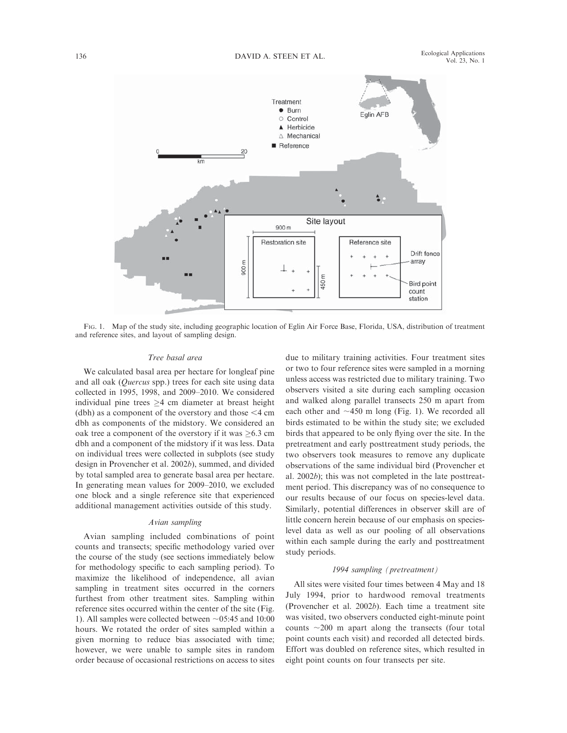Fig. 1. Map of the study site, including geographic location of Eglin Air Force Base, Florida, USA, distribution of treatment and reference sites, and layout of sampling design.

### *Tree basal area*

We calculated basal area per hectare for longleaf pine and all oak (*Quercus* spp.) trees for each site using data collected in 1995, 1998, and 2009–2010. We considered individual pine trees ≥4 cm diameter at breast height (dbh) as a component of the overstory and those <4 cm dbh as components of the midstory. We considered an oak tree a component of the overstory if it was ≥6.3 cm dbh and a component of the midstory if it was less. Data on individual trees were collected in subplots (see study design in Provencher et al. 2002*b*), summed, and divided by total sampled area to generate basal area per hectare. In generating mean values for 2009–2010, we excluded one block and a single reference site that experienced additional management activities outside of this study.

### *Avian sampling*

Avian sampling included combinations of point counts and transects; specific methodology varied over the course of the study (see sections immediately below for methodology specific to each sampling period). To maximize the likelihood of independence, all avian sampling in treatment sites occurred in the corners furthest from other treatment sites. Sampling within reference sites occurred within the center of the site (Fig. 1). All samples were collected between ~05:45 and 10:00 hours. We rotated the order of sites sampled within a given morning to reduce bias associated with time; however, we were unable to sample sites in random order because of occasional restrictions on access to sites due to military training activities. Four treatment sites or two to four reference sites were sampled in a morning unless access was restricted due to military training. Two observers visited a site during each sampling occasion and walked along parallel transects 250 m apart from each other and ~450 m long (Fig. 1). We recorded all birds estimated to be within the study site; we excluded birds that appeared to be only flying over the site. In the pretreatment and early posttreatment study periods, the two observers took measures to remove any duplicate observations of the same individual bird (Provencher et al. 2002*b*); this was not completed in the late posttreatment period. This discrepancy was of no consequence to our results because of our focus on species-level data. Similarly, potential differences in observer skill are of little concern herein because of our emphasis on species-level data as well as our pooling of all observations within each sample during the early and posttreatment study periods.

### *1994 sampling (pretreatment)*

All sites were visited four times between 4 May and 18 July 1994, prior to hardwood removal treatments (Provencher et al. 2002*b*). Each time a treatment site was visited, two observers conducted eight-minute point counts ~200 m apart along the transects (four total point counts each visit) and recorded all detected birds. Effort was doubled on reference sites, which resulted in eight point counts on four transects per site.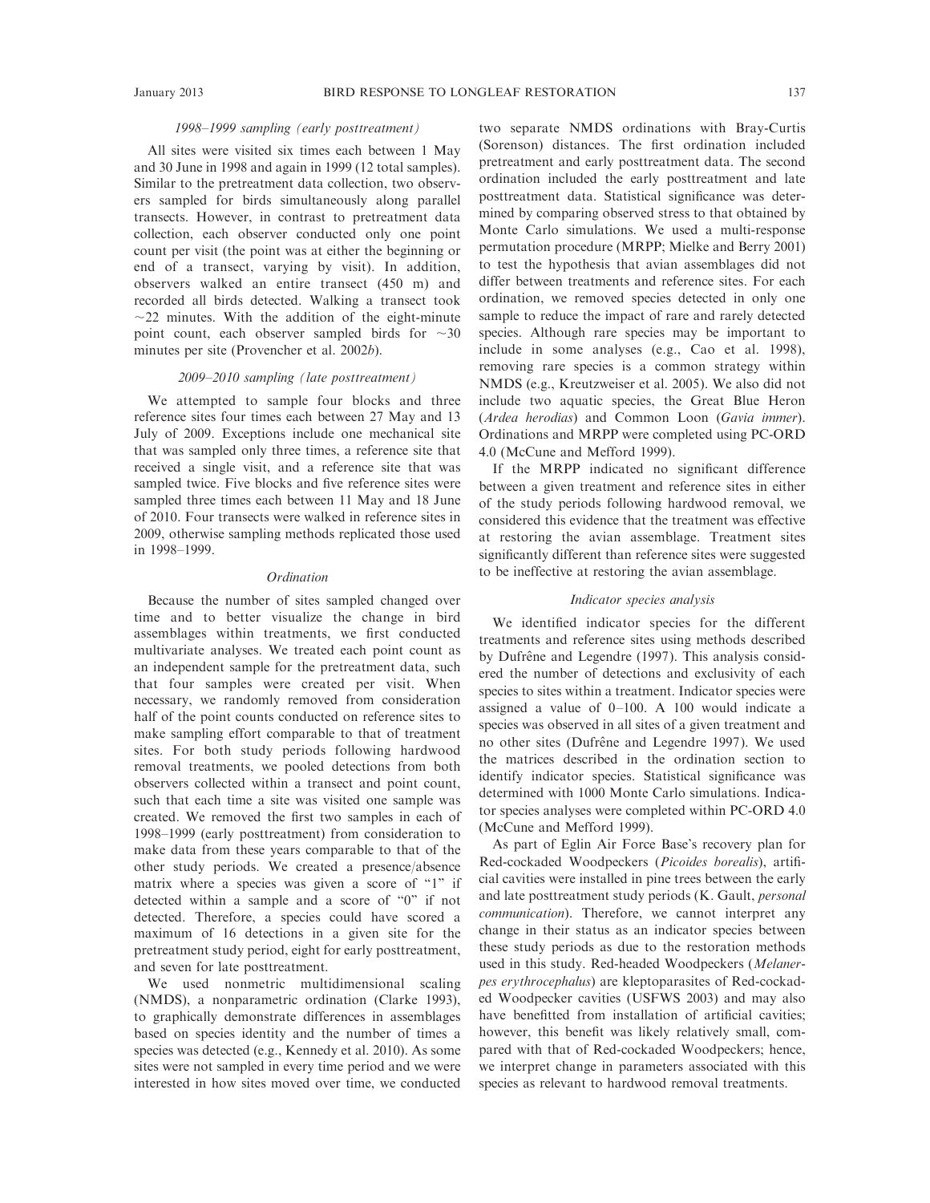### *1998–1999 sampling (early posttreatment)*

All sites were visited six times each between 1 May and 30 June in 1998 and again in 1999 (12 total samples). Similar to the pretreatment data collection, two observers sampled for birds simultaneously along parallel transects. However, in contrast to pretreatment data collection, each observer conducted only one point count per visit (the point was at either the beginning or end of a transect, varying by visit). In addition, observers walked an entire transect (450 m) and recorded all birds detected. Walking a transect took ~22 minutes. With the addition of the eight-minute point count, each observer sampled birds for ~30 minutes per site (Provencher et al. 2002*b*).

### *2009–2010 sampling (late posttreatment)*

We attempted to sample four blocks and three reference sites four times each between 27 May and 13 July of 2009. Exceptions include one mechanical site that was sampled only three times, a reference site that received a single visit, and a reference site that was sampled twice. Five blocks and five reference sites were sampled three times each between 11 May and 18 June of 2010. Four transects were walked in reference sites in 2009, otherwise sampling methods replicated those used in 1998–1999.

### *Ordination*

Because the number of sites sampled changed over time and to better visualize the change in bird assemblages within treatments, we first conducted multivariate analyses. We treated each point count as an independent sample for the pretreatment data, such that four samples were created per visit. When necessary, we randomly removed from consideration half of the point counts conducted on reference sites to make sampling effort comparable to that of treatment sites. For both study periods following hardwood removal treatments, we pooled detections from both observers collected within a transect and point count, such that each time a site was visited one sample was created. We removed the first two samples in each of 1998–1999 (early posttreatment) from consideration to make data from these years comparable to that of the other study periods. We created a presence/absence matrix where a species was given a score of "1" if detected within a sample and a score of "0" if not detected. Therefore, a species could have scored a maximum of 16 detections in a given site for the pretreatment study period, eight for early posttreatment, and seven for late posttreatment.

We used nonmetric multidimensional scaling (NMDS), a nonparametric ordination (Clarke 1993), to graphically demonstrate differences in assemblages based on species identity and the number of times a species was detected (e.g., Kennedy et al. 2010). As some sites were not sampled in every time period and we were interested in how sites moved over time, we conducted two separate NMDS ordinations with Bray-Curtis (Sorenson) distances. The first ordination included pretreatment and early posttreatment data. The second ordination included the early posttreatment and late posttreatment data. Statistical significance was determined by comparing observed stress to that obtained by Monte Carlo simulations. We used a multi-response permutation procedure (MRPP; Mielke and Berry 2001) to test the hypothesis that avian assemblages did not differ between treatments and reference sites. For each ordination, we removed species detected in only one sample to reduce the impact of rare and rarely detected species. Although rare species may be important to include in some analyses (e.g., Cao et al. 1998), removing rare species is a common strategy within NMDS (e.g., Kreutzweiser et al. 2005). We also did not include two aquatic species, the Great Blue Heron (*Ardea herodias*) and Common Loon (*Gavia immer*). Ordinations and MRPP were completed using PC-ORD 4.0 (McCune and Mefford 1999).

If the MRPP indicated no significant difference between a given treatment and reference sites in either of the study periods following hardwood removal, we considered this evidence that the treatment was effective at restoring the avian assemblage. Treatment sites significantly different than reference sites were suggested to be ineffective at restoring the avian assemblage.

### *Indicator species analysis*

We identified indicator species for the different treatments and reference sites using methods described by Dufrêne and Legendre (1997). This analysis considered the number of detections and exclusivity of each species to sites within a treatment. Indicator species were assigned a value of 0–100. A 100 would indicate a species was observed in all sites of a given treatment and no other sites (Dufrêne and Legendre 1997). We used the matrices described in the ordination section to identify indicator species. Statistical significance was determined with 1000 Monte Carlo simulations. Indicator species analyses were completed within PC-ORD 4.0 (McCune and Mefford 1999).

As part of Eglin Air Force Base's recovery plan for Red-cockaded Woodpeckers (*Picoides borealis*), artificial cavities were installed in pine trees between the early and late posttreatment study periods (K. Gault, *personal communication*). Therefore, we cannot interpret any change in their status as an indicator species between these study periods as due to the restoration methods used in this study. Red-headed Woodpeckers (*Melanerpes erythrocephalus*) are kleptoparasites of Red-cockaded Woodpecker cavities (USFWS 2003) and may also have benefitted from installation of artificial cavities; however, this benefit was likely relatively small, compared with that of Red-cockaded Woodpeckers; hence, we interpret change in parameters associated with this species as relevant to hardwood removal treatments.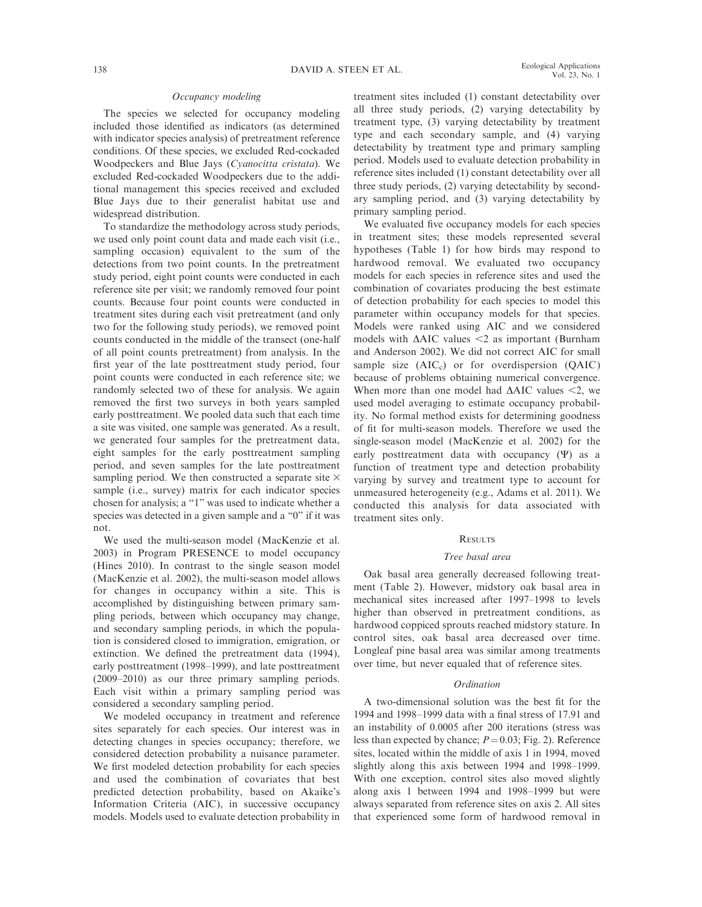### *Occupancy modeling*

The species we selected for occupancy modeling included those identified as indicators (as determined with indicator species analysis) of pretreatment reference conditions. Of these species, we excluded Red-cockaded Woodpeckers and Blue Jays (*Cyanocitta cristata*). We excluded Red-cockaded Woodpeckers due to the additional management this species received and excluded Blue Jays due to their generalist habitat use and widespread distribution.

To standardize the methodology across study periods, we used only point count data and made each visit (i.e., sampling occasion) equivalent to the sum of the detections from two point counts. In the pretreatment study period, eight point counts were conducted in each reference site per visit; we randomly removed four point counts. Because four point counts were conducted in treatment sites during each visit pretreatment (and only two for the following study periods), we removed point counts conducted in the middle of the transect (one-half of all point counts pretreatment) from analysis. In the first year of the late posttreatment study period, four point counts were conducted in each reference site; we randomly selected two of these for analysis. We again removed the first two surveys in both years sampled early posttreatment. We pooled data such that each time a site was visited, one sample was generated. As a result, we generated four samples for the pretreatment data, eight samples for the early posttreatment sampling period, and seven samples for the late posttreatment sampling period. We then constructed a separate site × sample (i.e., survey) matrix for each indicator species chosen for analysis; a "1" was used to indicate whether a species was detected in a given sample and a "0" if it was not.

We used the multi-season model (MacKenzie et al. 2003) in Program PRESENCE to model occupancy (Hines 2010). In contrast to the single season model (MacKenzie et al. 2002), the multi-season model allows for changes in occupancy within a site. This is accomplished by distinguishing between primary sampling periods, between which occupancy may change, and secondary sampling periods, in which the population is considered closed to immigration, emigration, or extinction. We defined the pretreatment data (1994), early posttreatment (1998–1999), and late posttreatment (2009–2010) as our three primary sampling periods. Each visit within a primary sampling period was considered a secondary sampling period.

We modeled occupancy in treatment and reference sites separately for each species. Our interest was in detecting changes in species occupancy; therefore, we considered detection probability a nuisance parameter. We first modeled detection probability for each species and used the combination of covariates that best predicted detection probability, based on Akaike's Information Criteria (AIC), in successive occupancy models. Models used to evaluate detection probability in treatment sites included (1) constant detectability over all three study periods, (2) varying detectability by treatment type, (3) varying detectability by treatment type and each secondary sample, and (4) varying detectability by treatment type and primary sampling period. Models used to evaluate detection probability in reference sites included (1) constant detectability over all three study periods, (2) varying detectability by secondary sampling period, and (3) varying detectability by primary sampling period.

We evaluated five occupancy models for each species in treatment sites; these models represented several hypotheses (Table 1) for how birds may respond to hardwood removal. We evaluated two occupancy models for each species in reference sites and used the combination of covariates producing the best estimate of detection probability for each species to model this parameter within occupancy models for that species. Models were ranked using AIC and we considered models with $\Delta$AIC values <2 as important (Burnham and Anderson 2002). We did not correct AIC for small sample size ($AIC_c$) or for overdispersion (QAIC) because of problems obtaining numerical convergence. When more than one model had $\Delta$AIC values <2, we used model averaging to estimate occupancy probability. No formal method exists for determining goodness of fit for multi-season models. Therefore we used the single-season model (MacKenzie et al. 2002) for the early posttreatment data with occupancy ($\Psi$) as a function of treatment type and detection probability varying by survey and treatment type to account for unmeasured heterogeneity (e.g., Adams et al. 2011). We conducted this analysis for data associated with treatment sites only.

## Results

### *Tree basal area*

Oak basal area generally decreased following treatment (Table 2). However, midstory oak basal area in mechanical sites increased after 1997–1998 to levels higher than observed in pretreatment conditions, as hardwood coppiced sprouts reached midstory stature. In control sites, oak basal area decreased over time. Longleaf pine basal area was similar among treatments over time, but never equaled that of reference sites.

### *Ordination*

A two-dimensional solution was the best fit for the 1994 and 1998–1999 data with a final stress of 17.91 and an instability of 0.0005 after 200 iterations (stress was less than expected by chance; $P = 0.03$; Fig. 2). Reference sites, located within the middle of axis 1 in 1994, moved slightly along this axis between 1994 and 1998–1999. With one exception, control sites also moved slightly along axis 1 between 1994 and 1998–1999 but were always separated from reference sites on axis 2. All sites that experienced some form of hardwood removal in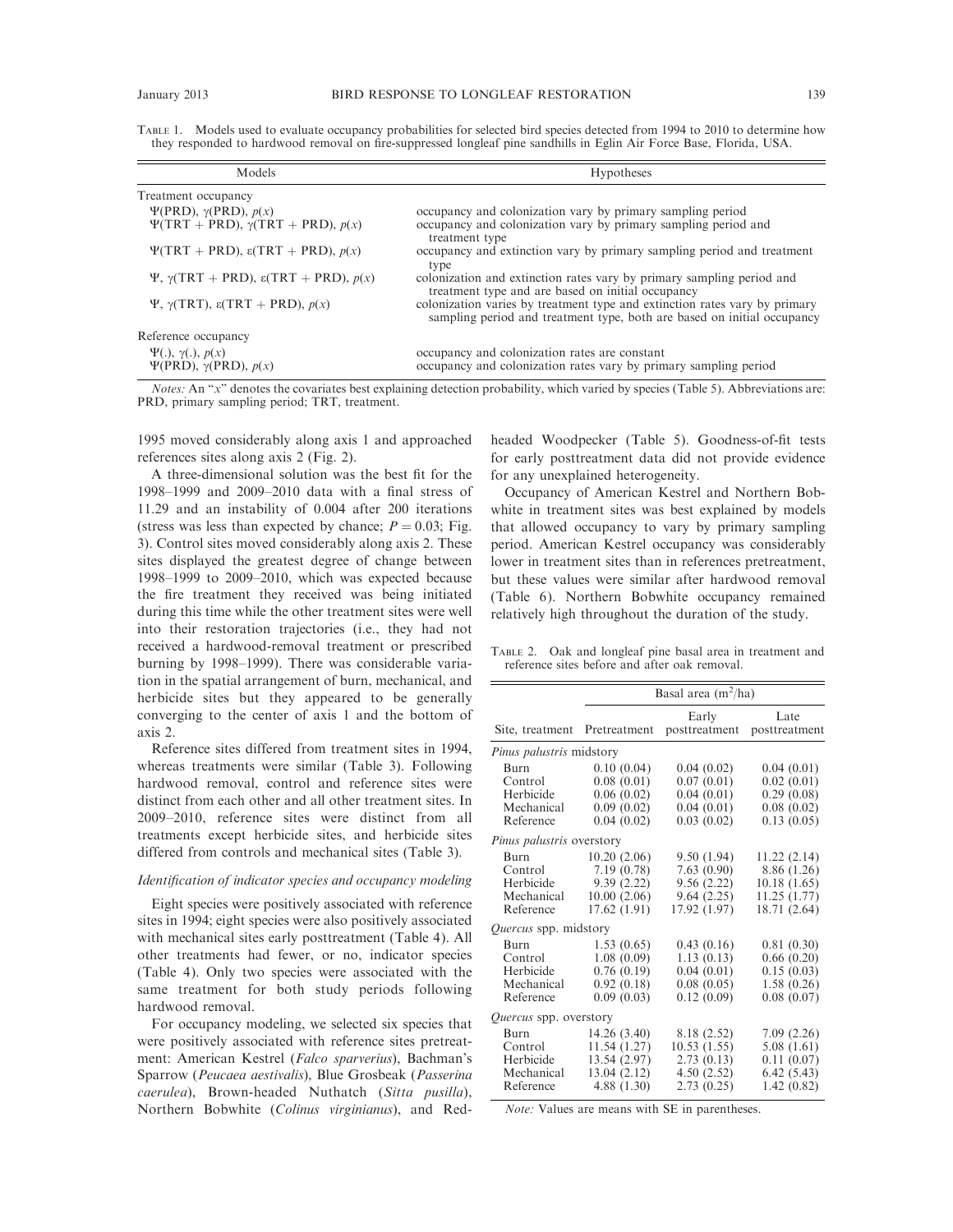TABLE 1. Models used to evaluate occupancy probabilities for selected bird species detected from 1994 to 2010 to determine how they responded to hardwood removal on fire-suppressed longleaf pine sandhills in Eglin Air Force Base, Florida, USA.

| Models | Hypotheses |
|---|---|
| Treatment occupancy | |
| $\Psi$(PRD), $\gamma$(PRD), $p(x)$ | occupancy and colonization vary by primary sampling period |
| $\Psi$(TRT + PRD), $\gamma$(TRT + PRD), $p(x)$ | occupancy and colonization vary by primary sampling period and treatment type |
| $\Psi$(TRT + PRD), $\varepsilon$(TRT + PRD), $p(x)$ | occupancy and extinction vary by primary sampling period and treatment type |
| $\Psi$, $\gamma$(TRT + PRD), $\varepsilon$(TRT + PRD), $p(x)$ | colonization and extinction rates vary by primary sampling period and treatment type and are based on initial occupancy |
| $\Psi$, $\gamma$(TRT), $\varepsilon$(TRT + PRD), $p(x)$ | colonization varies by treatment type and extinction rates vary by primary sampling period and treatment type, both are based on initial occupancy |
| Reference occupancy | |
| $\Psi$(.), $\gamma$(.), $p(x)$ | occupancy and colonization rates are constant |
| $\Psi$(PRD), $\gamma$(PRD), $p(x)$ | occupancy and colonization rates vary by primary sampling period |

*Notes:* An "*x*" denotes the covariates best explaining detection probability, which varied by species (Table 5). Abbreviations are: PRD, primary sampling period; TRT, treatment.

1995 moved considerably along axis 1 and approached references sites along axis 2 (Fig. 2).

A three-dimensional solution was the best fit for the 1998–1999 and 2009–2010 data with a final stress of 11.29 and an instability of 0.004 after 200 iterations (stress was less than expected by chance; $P = 0.03$; Fig. 3). Control sites moved considerably along axis 2. These sites displayed the greatest degree of change between 1998–1999 to 2009–2010, which was expected because the fire treatment they received was being initiated during this time while the other treatment sites were well into their restoration trajectories (i.e., they had not received a hardwood-removal treatment or prescribed burning by 1998–1999). There was considerable variation in the spatial arrangement of burn, mechanical, and herbicide sites but they appeared to be generally converging to the center of axis 1 and the bottom of axis 2.

Reference sites differed from treatment sites in 1994, whereas treatments were similar (Table 3). Following hardwood removal, control and reference sites were distinct from each other and all other treatment sites. In 2009–2010, reference sites were distinct from all treatments except herbicide sites, and herbicide sites differed from controls and mechanical sites (Table 3).

### *Identification of indicator species and occupancy modeling*

Eight species were positively associated with reference sites in 1994; eight species were also positively associated with mechanical sites early posttreatment (Table 4). All other treatments had fewer, or no, indicator species (Table 4). Only two species were associated with the same treatment for both study periods following hardwood removal.

For occupancy modeling, we selected six species that were positively associated with reference sites pretreatment: American Kestrel (*Falco sparverius*), Bachman's Sparrow (*Peucaea aestivalis*), Blue Grosbeak (*Passerina caerulea*), Brown-headed Nuthatch (*Sitta pusilla*), Northern Bobwhite (*Colinus virginianus*), and Red-headed Woodpecker (Table 5). Goodness-of-fit tests for early posttreatment data did not provide evidence for any unexplained heterogeneity.

Occupancy of American Kestrel and Northern Bobwhite in treatment sites was best explained by models that allowed occupancy to vary by primary sampling period. American Kestrel occupancy was considerably lower in treatment sites than in references pretreatment, but these values were similar after hardwood removal (Table 6). Northern Bobwhite occupancy remained relatively high throughout the duration of the study.

TABLE 2. Oak and longleaf pine basal area in treatment and reference sites before and after oak removal.

| | Basal area (m²/ha) | | |
|---|---|---|---|
| Site, treatment | Pretreatment | Early posttreatment | Late posttreatment |
| *Pinus palustris* midstory | | | |
| Burn | 0.10 (0.04) | 0.04 (0.02) | 0.04 (0.01) |
| Control | 0.08 (0.01) | 0.07 (0.01) | 0.02 (0.01) |
| Herbicide | 0.06 (0.02) | 0.04 (0.01) | 0.29 (0.08) |
| Mechanical | 0.09 (0.02) | 0.04 (0.01) | 0.08 (0.02) |
| Reference | 0.04 (0.02) | 0.03 (0.02) | 0.13 (0.05) |
| *Pinus palustris* overstory | | | |
| Burn | 10.20 (2.06) | 9.50 (1.94) | 11.22 (2.14) |
| Control | 7.19 (0.78) | 7.63 (0.90) | 8.86 (1.26) |
| Herbicide | 9.39 (2.22) | 9.56 (2.22) | 10.18 (1.65) |
| Mechanical | 10.00 (2.06) | 9.64 (2.25) | 11.25 (1.77) |
| Reference | 17.62 (1.91) | 17.92 (1.97) | 18.71 (2.64) |
| *Quercus* spp. midstory | | | |
| Burn | 1.53 (0.65) | 0.43 (0.16) | 0.81 (0.30) |
| Control | 1.08 (0.09) | 1.13 (0.13) | 0.66 (0.20) |
| Herbicide | 0.76 (0.19) | 0.04 (0.01) | 0.15 (0.03) |
| Mechanical | 0.92 (0.18) | 0.08 (0.05) | 1.58 (0.26) |
| Reference | 0.09 (0.03) | 0.12 (0.09) | 0.08 (0.07) |
| *Quercus* spp. overstory | | | |
| Burn | 14.26 (3.40) | 8.18 (2.52) | 7.09 (2.26) |
| Control | 11.54 (1.27) | 10.53 (1.55) | 5.08 (1.61) |
| Herbicide | 13.54 (2.97) | 2.73 (0.13) | 0.11 (0.07) |
| Mechanical | 13.04 (2.12) | 4.50 (2.52) | 6.42 (5.43) |
| Reference | 4.88 (1.30) | 2.73 (0.25) | 1.42 (0.82) |

*Note:* Values are means with SE in parentheses.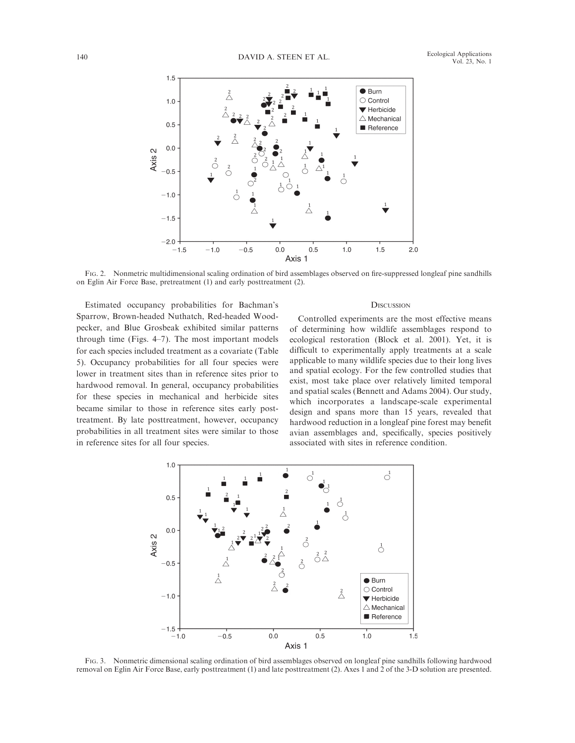Fig. 2. Nonmetric multidimensional scaling ordination of bird assemblages observed on fire-suppressed longleaf pine sandhills on Eglin Air Force Base, pretreatment (1) and early posttreatment (2).

Estimated occupancy probabilities for Bachman's Sparrow, Brown-headed Nuthatch, Red-headed Woodpecker, and Blue Grosbeak exhibited similar patterns through time (Figs. 4–7). The most important models for each species included treatment as a covariate (Table 5). Occupancy probabilities for all four species were lower in treatment sites than in reference sites prior to hardwood removal. In general, occupancy probabilities for these species in mechanical and herbicide sites became similar to those in reference sites early posttreatment. By late posttreatment, however, occupancy probabilities in all treatment sites were similar to those in reference sites for all four species.

## Discussion

Controlled experiments are the most effective means of determining how wildlife assemblages respond to ecological restoration (Block et al. 2001). Yet, it is difficult to experimentally apply treatments at a scale applicable to many wildlife species due to their long lives and spatial ecology. For the few controlled studies that exist, most take place over relatively limited temporal and spatial scales (Bennett and Adams 2004). Our study, which incorporates a landscape-scale experimental design and spans more than 15 years, revealed that hardwood reduction in a longleaf pine forest may benefit avian assemblages and, specifically, species positively associated with sites in reference condition.

Fig. 3. Nonmetric dimensional scaling ordination of bird assemblages observed on longleaf pine sandhills following hardwood removal on Eglin Air Force Base, early posttreatment (1) and late posttreatment (2). Axes 1 and 2 of the 3-D solution are presented.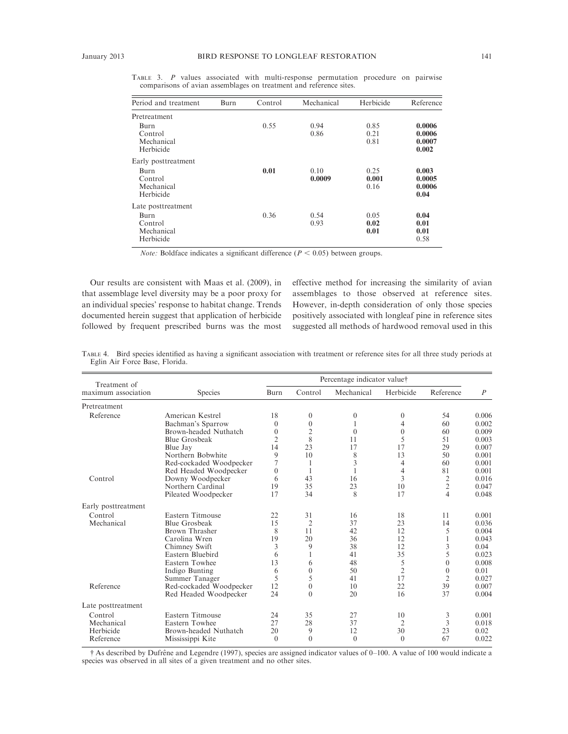TABLE 3. *P* values associated with multi-response permutation procedure on pairwise comparisons of avian assemblages on treatment and reference sites.

| Period and treatment | Burn | Control | Mechanical | Herbicide | Reference |
|---|---|---|---|---|---|
| Pretreatment | | | | | |
| Burn | | 0.55 | 0.94 | 0.85 | **0.0006** |
| Control | | | 0.86 | 0.21 | **0.0006** |
| Mechanical | | | | 0.81 | **0.0007** |
| Herbicide | | | | | **0.002** |
| Early posttreatment | | | | | |
| Burn | | **0.01** | 0.10 | 0.25 | **0.003** |
| Control | | | **0.0009** | **0.001** | **0.0005** |
| Mechanical | | | | 0.16 | **0.0006** |
| Herbicide | | | | | **0.04** |
| Late posttreatment | | | | | |
| Burn | | 0.36 | 0.54 | 0.05 | **0.04** |
| Control | | | 0.93 | **0.02** | **0.01** |
| Mechanical | | | | **0.01** | **0.01** |
| Herbicide | | | | | 0.58 |

*Note:* Boldface indicates a significant difference ($P < 0.05$) between groups.

Our results are consistent with Maas et al. (2009), in that assemblage level diversity may be a poor proxy for an individual species' response to habitat change. Trends documented herein suggest that application of herbicide followed by frequent prescribed burns was the most effective method for increasing the similarity of avian assemblages to those observed at reference sites. However, in-depth consideration of only those species positively associated with longleaf pine in reference sites suggested all methods of hardwood removal used in this

TABLE 4. Bird species identified as having a significant association with treatment or reference sites for all three study periods at Eglin Air Force Base, Florida.

| Treatment of maximum association | Species | Percentage indicator value† | | | | | *P* |
|---|---|---|---|---|---|---|---|
| | | Burn | Control | Mechanical | Herbicide | Reference | |
| Pretreatment | | | | | | | |
| Reference | American Kestrel | 18 | 0 | 0 | 0 | 54 | 0.006 |
| | Bachman's Sparrow | 0 | 0 | 1 | 4 | 60 | 0.002 |
| | Brown-headed Nuthatch | 0 | 2 | 0 | 0 | 60 | 0.009 |
| | Blue Grosbeak | 2 | 8 | 11 | 5 | 51 | 0.003 |
| | Blue Jay | 14 | 23 | 17 | 17 | 29 | 0.007 |
| | Northern Bobwhite | 9 | 10 | 8 | 13 | 50 | 0.001 |
| | Red-cockaded Woodpecker | 7 | 1 | 3 | 4 | 60 | 0.001 |
| | Red Headed Woodpecker | 0 | 1 | 1 | 4 | 81 | 0.001 |
| Control | Downy Woodpecker | 6 | 43 | 16 | 3 | 2 | 0.016 |
| | Northern Cardinal | 19 | 35 | 23 | 10 | 2 | 0.047 |
| | Pileated Woodpecker | 17 | 34 | 8 | 17 | 4 | 0.048 |
| Early posttreatment | | | | | | | |
| Control | Eastern Titmouse | 22 | 31 | 16 | 18 | 11 | 0.001 |
| Mechanical | Blue Grosbeak | 15 | 2 | 37 | 23 | 14 | 0.036 |
| | Brown Thrasher | 8 | 11 | 42 | 12 | 5 | 0.004 |
| | Carolina Wren | 19 | 20 | 36 | 12 | 1 | 0.043 |
| | Chimney Swift | 3 | 9 | 38 | 12 | 3 | 0.04 |
| | Eastern Bluebird | 6 | 1 | 41 | 35 | 5 | 0.023 |
| | Eastern Towhee | 13 | 6 | 48 | 5 | 0 | 0.008 |
| | Indigo Bunting | 6 | 0 | 50 | 2 | 0 | 0.01 |
| | Summer Tanager | 5 | 5 | 41 | 17 | 2 | 0.027 |
| Reference | Red-cockaded Woodpecker | 12 | 0 | 10 | 22 | 39 | 0.007 |
| | Red Headed Woodpecker | 24 | 0 | 20 | 16 | 37 | 0.004 |
| Late posttreatment | | | | | | | |
| Control | Eastern Titmouse | 24 | 35 | 27 | 10 | 3 | 0.001 |
| Mechanical | Eastern Towhee | 27 | 28 | 37 | 2 | 3 | 0.018 |
| Herbicide | Brown-headed Nuthatch | 20 | 9 | 12 | 30 | 23 | 0.02 |
| Reference | Mississippi Kite | 0 | 0 | 0 | 0 | 67 | 0.022 |

† As described by Dufrêne and Legendre (1997), species are assigned indicator values of 0–100. A value of 100 would indicate a species was observed in all sites of a given treatment and no other sites.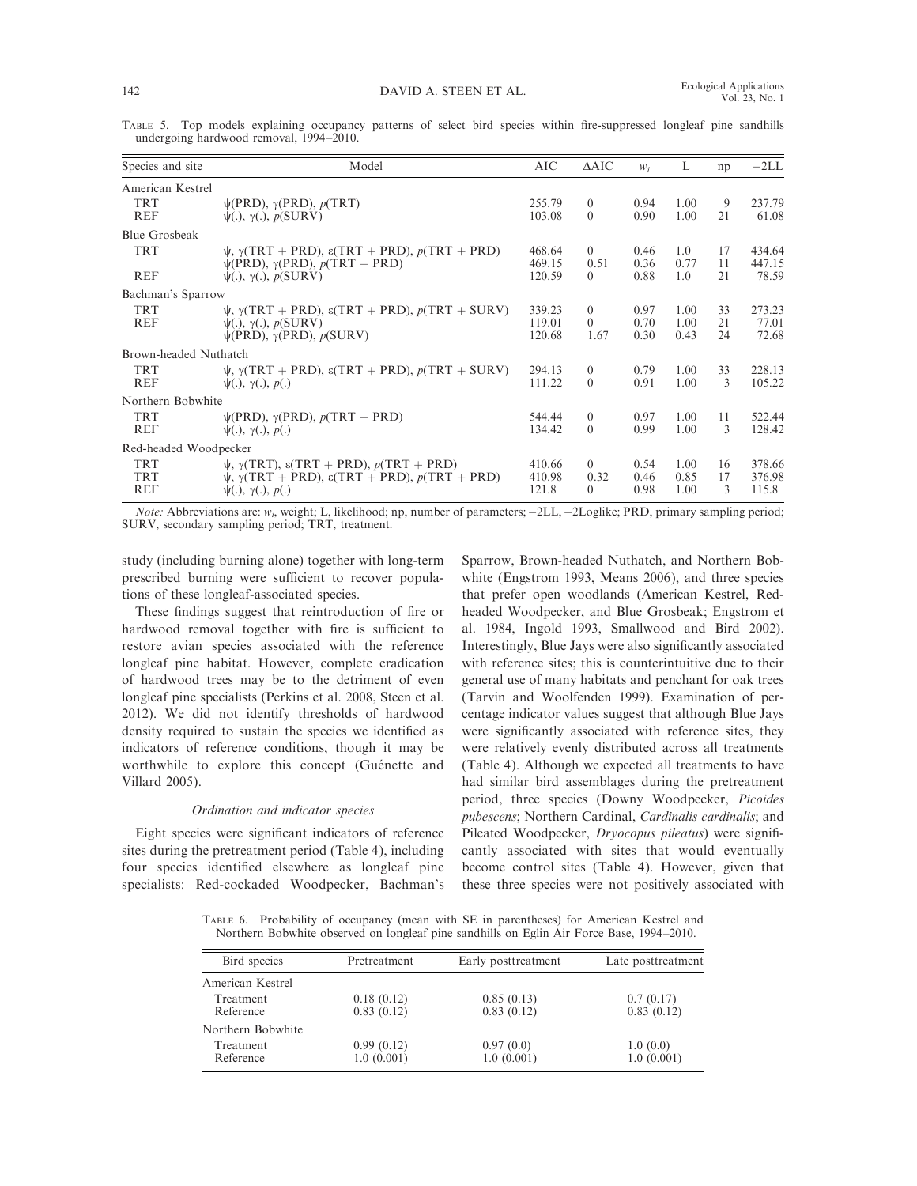TABLE 5. Top models explaining occupancy patterns of select bird species within fire-suppressed longleaf pine sandhills undergoing hardwood removal, 1994–2010.

| Species and site | Model | AIC | ΔAIC | $w_i$ | L | np | −2LL |
|---|---|---|---|---|---|---|---|
| American Kestrel | | | | | | | |
| TRT | ψ(PRD), γ(PRD), *p*(TRT) | 255.79 | 0 | 0.94 | 1.00 | 9 | 237.79 |
| REF | ψ(.), γ(.), *p*(SURV) | 103.08 | 0 | 0.90 | 1.00 | 21 | 61.08 |
| Blue Grosbeak | | | | | | | |
| TRT | ψ, γ(TRT + PRD), ε(TRT + PRD), *p*(TRT + PRD) | 468.64 | 0 | 0.46 | 1.0 | 17 | 434.64 |
| | ψ(PRD), γ(PRD), *p*(TRT + PRD) | 469.15 | 0.51 | 0.36 | 0.77 | 11 | 447.15 |
| REF | ψ(.), γ(.), *p*(SURV) | 120.59 | 0 | 0.88 | 1.0 | 21 | 78.59 |
| Bachman's Sparrow | | | | | | | |
| TRT | ψ, γ(TRT + PRD), ε(TRT + PRD), *p*(TRT + SURV) | 339.23 | 0 | 0.97 | 1.00 | 33 | 273.23 |
| REF | ψ(.), γ(.), *p*(SURV) | 119.01 | 0 | 0.70 | 1.00 | 21 | 77.01 |
| | ψ(PRD), γ(PRD), *p*(SURV) | 120.68 | 1.67 | 0.30 | 0.43 | 24 | 72.68 |
| Brown-headed Nuthatch | | | | | | | |
| TRT | ψ, γ(TRT + PRD), ε(TRT + PRD), *p*(TRT + SURV) | 294.13 | 0 | 0.79 | 1.00 | 33 | 228.13 |
| REF | ψ(.), γ(.), *p*(.) | 111.22 | 0 | 0.91 | 1.00 | 3 | 105.22 |
| Northern Bobwhite | | | | | | | |
| TRT | ψ(PRD), γ(PRD), *p*(TRT + PRD) | 544.44 | 0 | 0.97 | 1.00 | 11 | 522.44 |
| REF | ψ(.), γ(.), *p*(.) | 134.42 | 0 | 0.99 | 1.00 | 3 | 128.42 |
| Red-headed Woodpecker | | | | | | | |
| TRT | ψ, γ(TRT), ε(TRT + PRD), *p*(TRT + PRD) | 410.66 | 0 | 0.54 | 1.00 | 16 | 378.66 |
| TRT | ψ, γ(TRT + PRD), ε(TRT + PRD), *p*(TRT + PRD) | 410.98 | 0.32 | 0.46 | 0.85 | 17 | 376.98 |
| REF | ψ(.), γ(.), *p*(.) | 121.8 | 0 | 0.98 | 1.00 | 3 | 115.8 |

*Note:* Abbreviations are: $w_i$, weight; L, likelihood; np, number of parameters; −2LL, −2Loglike; PRD, primary sampling period; SURV, secondary sampling period; TRT, treatment.

study (including burning alone) together with long-term prescribed burning were sufficient to recover populations of these longleaf-associated species.

These findings suggest that reintroduction of fire or hardwood removal together with fire is sufficient to restore avian species associated with the reference longleaf pine habitat. However, complete eradication of hardwood trees may be to the detriment of even longleaf pine specialists (Perkins et al. 2008, Steen et al. 2012). We did not identify thresholds of hardwood density required to sustain the species we identified as indicators of reference conditions, though it may be worthwhile to explore this concept (Guénette and Villard 2005).

### *Ordination and indicator species*

Eight species were significant indicators of reference sites during the pretreatment period (Table 4), including four species identified elsewhere as longleaf pine specialists: Red-cockaded Woodpecker, Bachman's Sparrow, Brown-headed Nuthatch, and Northern Bobwhite (Engstrom 1993, Means 2006), and three species that prefer open woodlands (American Kestrel, Red-headed Woodpecker, and Blue Grosbeak; Engstrom et al. 1984, Ingold 1993, Smallwood and Bird 2002). Interestingly, Blue Jays were also significantly associated with reference sites; this is counterintuitive due to their general use of many habitats and penchant for oak trees (Tarvin and Woolfenden 1999). Examination of percentage indicator values suggest that although Blue Jays were significantly associated with reference sites, they were relatively evenly distributed across all treatments (Table 4). Although we expected all treatments to have had similar bird assemblages during the pretreatment period, three species (Downy Woodpecker, *Picoides pubescens*; Northern Cardinal, *Cardinalis cardinalis*; and Pileated Woodpecker, *Dryocopus pileatus*) were significantly associated with sites that would eventually become control sites (Table 4). However, given that these three species were not positively associated with

TABLE 6. Probability of occupancy (mean with SE in parentheses) for American Kestrel and Northern Bobwhite observed on longleaf pine sandhills on Eglin Air Force Base, 1994–2010.

| Bird species | Pretreatment | Early posttreatment | Late posttreatment |
|---|---|---|---|
| American Kestrel | | | |
| Treatment | 0.18 (0.12) | 0.85 (0.13) | 0.7 (0.17) |
| Reference | 0.83 (0.12) | 0.83 (0.12) | 0.83 (0.12) |
| Northern Bobwhite | | | |
| Treatment | 0.99 (0.12) | 0.97 (0.0) | 1.0 (0.0) |
| Reference | 1.0 (0.001) | 1.0 (0.001) | 1.0 (0.001) |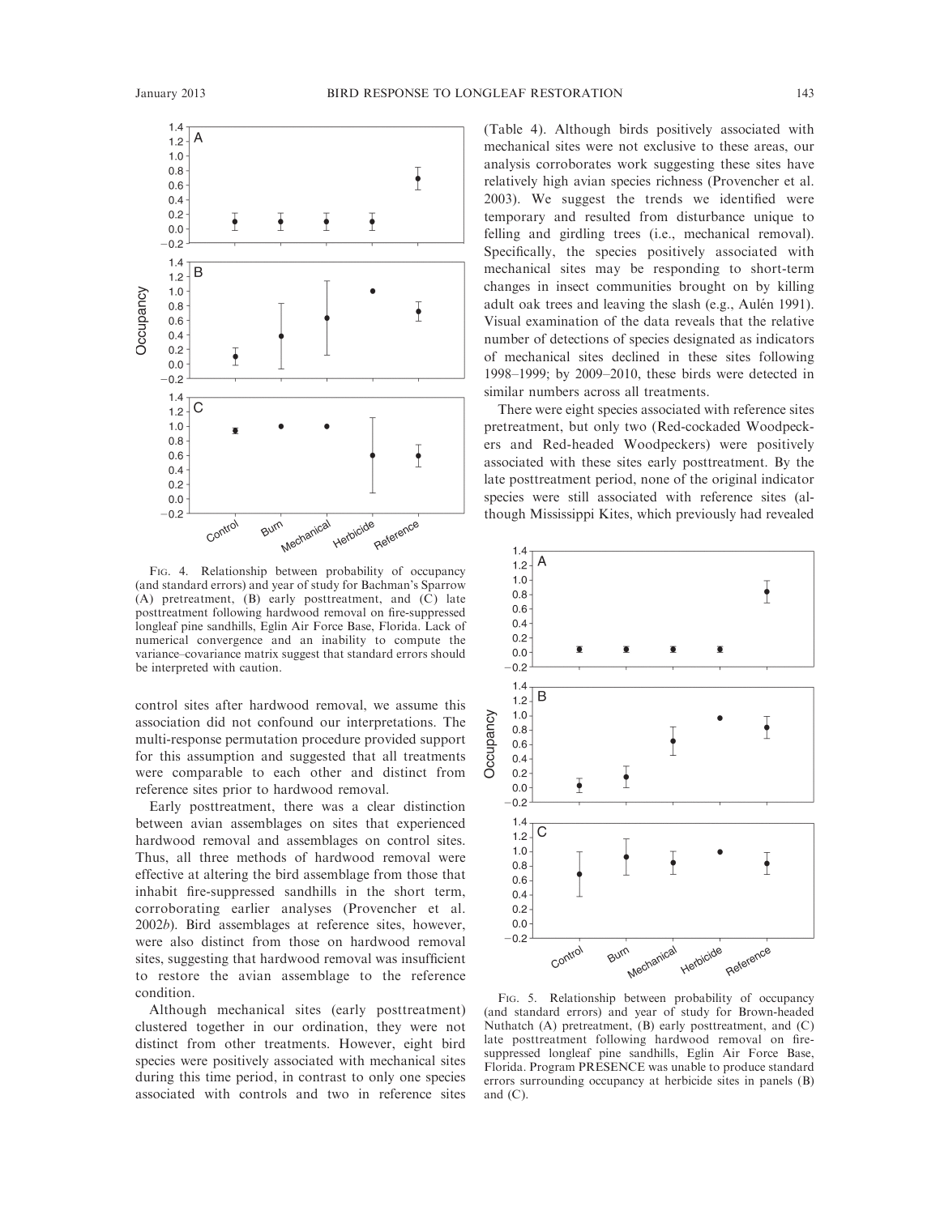FIG. 4. Relationship between probability of occupancy (and standard errors) and year of study for Bachman's Sparrow (A) pretreatment, (B) early posttreatment, and (C) late posttreatment following hardwood removal on fire-suppressed longleaf pine sandhills, Eglin Air Force Base, Florida. Lack of numerical convergence and an inability to compute the variance–covariance matrix suggest that standard errors should be interpreted with caution.

control sites after hardwood removal, we assume this association did not confound our interpretations. The multi-response permutation procedure provided support for this assumption and suggested that all treatments were comparable to each other and distinct from reference sites prior to hardwood removal.

Early posttreatment, there was a clear distinction between avian assemblages on sites that experienced hardwood removal and assemblages on control sites. Thus, all three methods of hardwood removal were effective at altering the bird assemblage from those that inhabit fire-suppressed sandhills in the short term, corroborating earlier analyses (Provencher et al. 2002*b*). Bird assemblages at reference sites, however, were also distinct from those on hardwood removal sites, suggesting that hardwood removal was insufficient to restore the avian assemblage to the reference condition.

Although mechanical sites (early posttreatment) clustered together in our ordination, they were not distinct from other treatments. However, eight bird species were positively associated with mechanical sites during this time period, in contrast to only one species associated with controls and two in reference sites (Table 4). Although birds positively associated with mechanical sites were not exclusive to these areas, our analysis corroborates work suggesting these sites have relatively high avian species richness (Provencher et al. 2003). We suggest the trends we identified were temporary and resulted from disturbance unique to felling and girdling trees (i.e., mechanical removal). Specifically, the species positively associated with mechanical sites may be responding to short-term changes in insect communities brought on by killing adult oak trees and leaving the slash (e.g., Aulén 1991). Visual examination of the data reveals that the relative number of detections of species designated as indicators of mechanical sites declined in these sites following 1998–1999; by 2009–2010, these birds were detected in similar numbers across all treatments.

There were eight species associated with reference sites pretreatment, but only two (Red-cockaded Woodpeckers and Red-headed Woodpeckers) were positively associated with these sites early posttreatment. By the late posttreatment period, none of the original indicator species were still associated with reference sites (although Mississippi Kites, which previously had revealed

FIG. 5. Relationship between probability of occupancy (and standard errors) and year of study for Brown-headed Nuthatch (A) pretreatment, (B) early posttreatment, and (C) late posttreatment following hardwood removal on fire-suppressed longleaf pine sandhills, Eglin Air Force Base, Florida. Program PRESENCE was unable to produce standard errors surrounding occupancy at herbicide sites in panels (B) and (C).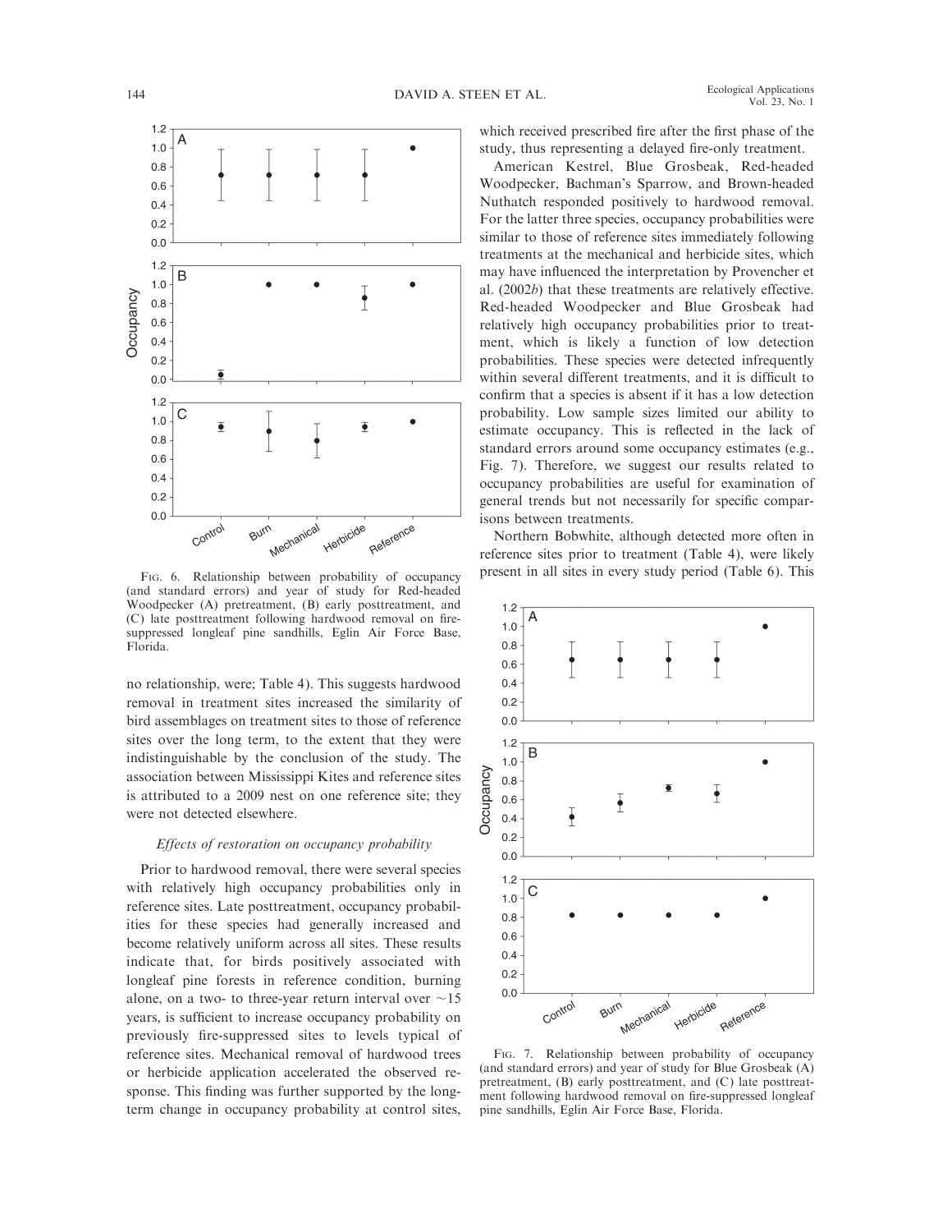FIG. 6. Relationship between probability of occupancy (and standard errors) and year of study for Red-headed Woodpecker (A) pretreatment, (B) early posttreatment, and (C) late posttreatment following hardwood removal on fire-suppressed longleaf pine sandhills, Eglin Air Force Base, Florida.

no relationship, were; Table 4). This suggests hardwood removal in treatment sites increased the similarity of bird assemblages on treatment sites to those of reference sites over the long term, to the extent that they were indistinguishable by the conclusion of the study. The association between Mississippi Kites and reference sites is attributed to a 2009 nest on one reference site; they were not detected elsewhere.

*Effects of restoration on occupancy probability*

Prior to hardwood removal, there were several species with relatively high occupancy probabilities only in reference sites. Late posttreatment, occupancy probabilities for these species had generally increased and become relatively uniform across all sites. These results indicate that, for birds positively associated with longleaf pine forests in reference condition, burning alone, on a two- to three-year return interval over ~15 years, is sufficient to increase occupancy probability on previously fire-suppressed sites to levels typical of reference sites. Mechanical removal of hardwood trees or herbicide application accelerated the observed response. This finding was further supported by the long-term change in occupancy probability at control sites, which received prescribed fire after the first phase of the study, thus representing a delayed fire-only treatment.

American Kestrel, Blue Grosbeak, Red-headed Woodpecker, Bachman's Sparrow, and Brown-headed Nuthatch responded positively to hardwood removal. For the latter three species, occupancy probabilities were similar to those of reference sites immediately following treatments at the mechanical and herbicide sites, which may have influenced the interpretation by Provencher et al. (2002*b*) that these treatments are relatively effective. Red-headed Woodpecker and Blue Grosbeak had relatively high occupancy probabilities prior to treatment, which is likely a function of low detection probabilities. These species were detected infrequently within several different treatments, and it is difficult to confirm that a species is absent if it has a low detection probability. Low sample sizes limited our ability to estimate occupancy. This is reflected in the lack of standard errors around some occupancy estimates (e.g., Fig. 7). Therefore, we suggest our results related to occupancy probabilities are useful for examination of general trends but not necessarily for specific comparisons between treatments.

Northern Bobwhite, although detected more often in reference sites prior to treatment (Table 4), were likely present in all sites in every study period (Table 6). This

FIG. 7. Relationship between probability of occupancy (and standard errors) and year of study for Blue Grosbeak (A) pretreatment, (B) early posttreatment, and (C) late posttreatment following hardwood removal on fire-suppressed longleaf pine sandhills, Eglin Air Force Base, Florida.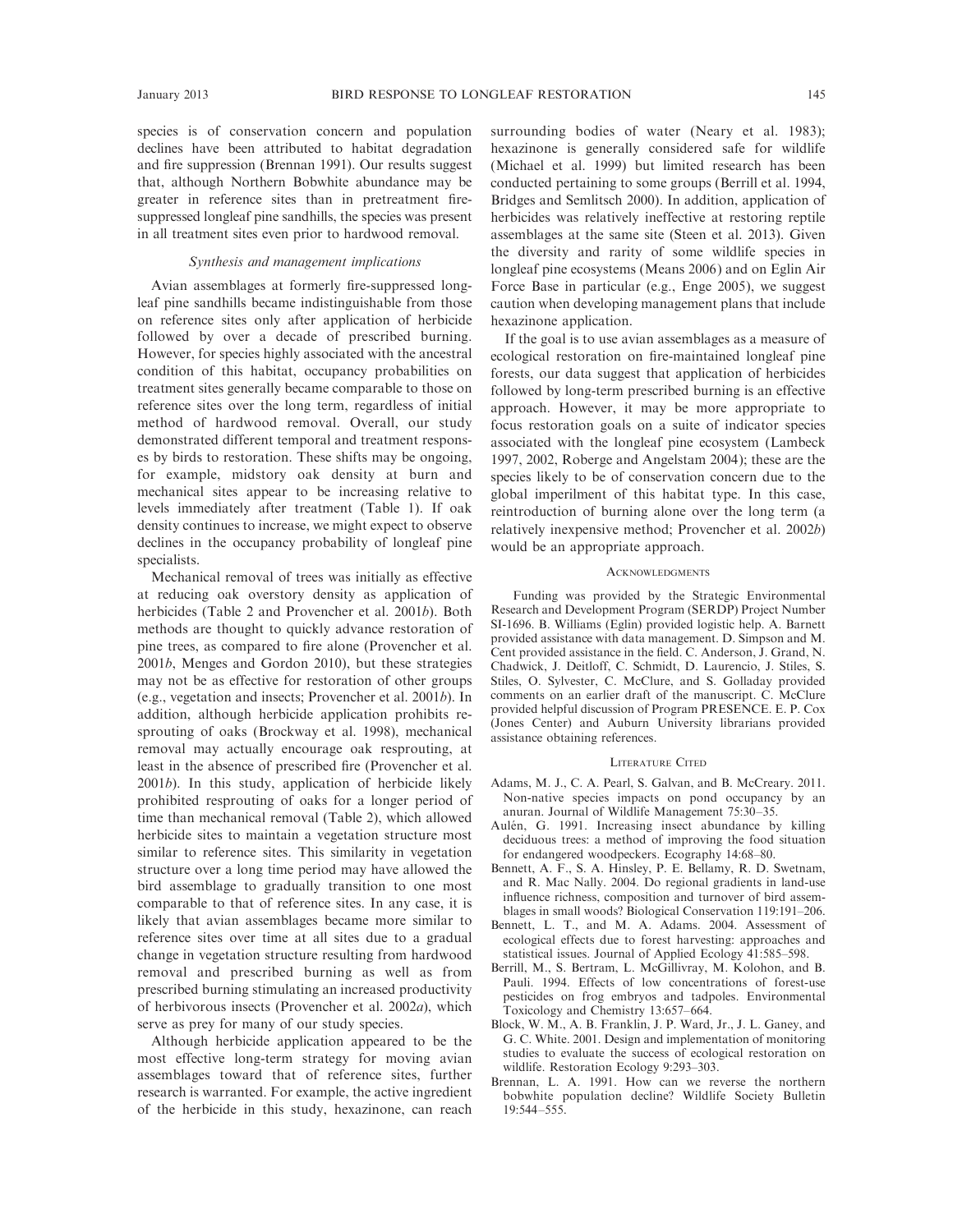species is of conservation concern and population declines have been attributed to habitat degradation and fire suppression (Brennan 1991). Our results suggest that, although Northern Bobwhite abundance may be greater in reference sites than in pretreatment fire-suppressed longleaf pine sandhills, the species was present in all treatment sites even prior to hardwood removal.

### *Synthesis and management implications*

Avian assemblages at formerly fire-suppressed longleaf pine sandhills became indistinguishable from those on reference sites only after application of herbicide followed by over a decade of prescribed burning. However, for species highly associated with the ancestral condition of this habitat, occupancy probabilities on treatment sites generally became comparable to those on reference sites over the long term, regardless of initial method of hardwood removal. Overall, our study demonstrated different temporal and treatment responses by birds to restoration. These shifts may be ongoing, for example, midstory oak density at burn and mechanical sites appear to be increasing relative to levels immediately after treatment (Table 1). If oak density continues to increase, we might expect to observe declines in the occupancy probability of longleaf pine specialists.

Mechanical removal of trees was initially as effective at reducing oak overstory density as application of herbicides (Table 2 and Provencher et al. 2001*b*). Both methods are thought to quickly advance restoration of pine trees, as compared to fire alone (Provencher et al. 2001*b*, Menges and Gordon 2010), but these strategies may not be as effective for restoration of other groups (e.g., vegetation and insects; Provencher et al. 2001*b*). In addition, although herbicide application prohibits resprouting of oaks (Brockway et al. 1998), mechanical removal may actually encourage oak resprouting, at least in the absence of prescribed fire (Provencher et al. 2001*b*). In this study, application of herbicide likely prohibited resprouting of oaks for a longer period of time than mechanical removal (Table 2), which allowed herbicide sites to maintain a vegetation structure most similar to reference sites. This similarity in vegetation structure over a long time period may have allowed the bird assemblage to gradually transition to one most comparable to that of reference sites. In any case, it is likely that avian assemblages became more similar to reference sites over time at all sites due to a gradual change in vegetation structure resulting from hardwood removal and prescribed burning as well as from prescribed burning stimulating an increased productivity of herbivorous insects (Provencher et al. 2002*a*), which serve as prey for many of our study species.

Although herbicide application appeared to be the most effective long-term strategy for moving avian assemblages toward that of reference sites, further research is warranted. For example, the active ingredient of the herbicide in this study, hexazinone, can reach surrounding bodies of water (Neary et al. 1983); hexazinone is generally considered safe for wildlife (Michael et al. 1999) but limited research has been conducted pertaining to some groups (Berrill et al. 1994, Bridges and Semlitsch 2000). In addition, application of herbicides was relatively ineffective at restoring reptile assemblages at the same site (Steen et al. 2013). Given the diversity and rarity of some wildlife species in longleaf pine ecosystems (Means 2006) and on Eglin Air Force Base in particular (e.g., Enge 2005), we suggest caution when developing management plans that include hexazinone application.

If the goal is to use avian assemblages as a measure of ecological restoration on fire-maintained longleaf pine forests, our data suggest that application of herbicides followed by long-term prescribed burning is an effective approach. However, it may be more appropriate to focus restoration goals on a suite of indicator species associated with the longleaf pine ecosystem (Lambeck 1997, 2002, Roberge and Angelstam 2004); these are the species likely to be of conservation concern due to the global imperilment of this habitat type. In this case, reintroduction of burning alone over the long term (a relatively inexpensive method; Provencher et al. 2002*b*) would be an appropriate approach.

## Acknowledgments

Funding was provided by the Strategic Environmental Research and Development Program (SERDP) Project Number SI-1696. B. Williams (Eglin) provided logistic help. A. Barnett provided assistance with data management. D. Simpson and M. Cent provided assistance in the field. C. Anderson, J. Grand, N. Chadwick, J. Deitloff, C. Schmidt, D. Laurencio, J. Stiles, S. Stiles, O. Sylvester, C. McClure, and S. Golladay provided comments on an earlier draft of the manuscript. C. McClure provided helpful discussion of Program PRESENCE. E. P. Cox (Jones Center) and Auburn University librarians provided assistance obtaining references.

## Literature Cited

Adams, M. J., C. A. Pearl, S. Galvan, and B. McCreary. 2011. Non-native species impacts on pond occupancy by an anuran. Journal of Wildlife Management 75:30–35.

Aulén, G. 1991. Increasing insect abundance by killing deciduous trees: a method of improving the food situation for endangered woodpeckers. Ecography 14:68–80.

Bennett, A. F., S. A. Hinsley, P. E. Bellamy, R. D. Swetnam, and R. Mac Nally. 2004. Do regional gradients in land-use influence richness, composition and turnover of bird assemblages in small woods? Biological Conservation 119:191–206.

Bennett, L. T., and M. A. Adams. 2004. Assessment of ecological effects due to forest harvesting: approaches and statistical issues. Journal of Applied Ecology 41:585–598.

Berrill, M., S. Bertram, L. McGillivray, M. Kolohon, and B. Pauli. 1994. Effects of low concentrations of forest-use pesticides on frog embryos and tadpoles. Environmental Toxicology and Chemistry 13:657–664.

Block, W. M., A. B. Franklin, J. P. Ward, Jr., J. L. Ganey, and G. C. White. 2001. Design and implementation of monitoring studies to evaluate the success of ecological restoration on wildlife. Restoration Ecology 9:293–303.

Brennan, L. A. 1991. How can we reverse the northern bobwhite population decline? Wildlife Society Bulletin 19:544–555.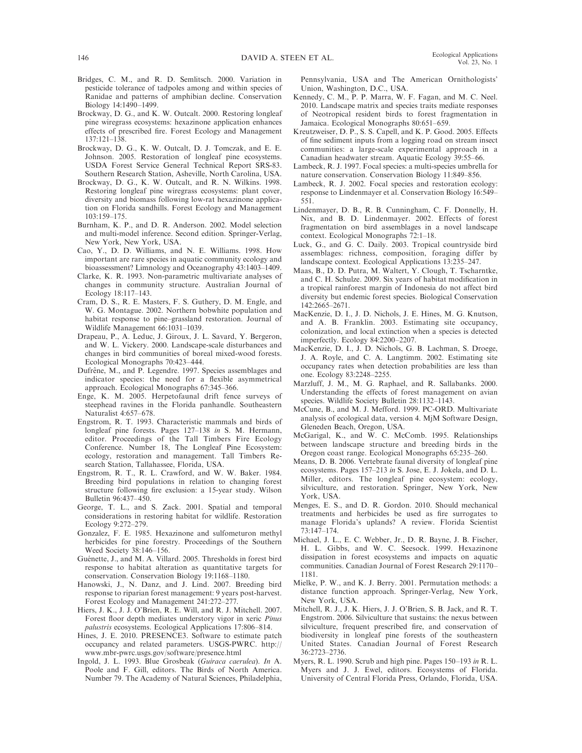Bridges, C. M., and R. D. Semlitsch. 2000. Variation in pesticide tolerance of tadpoles among and within species of Ranidae and patterns of amphibian decline. Conservation Biology 14:1490–1499.

Brockway, D. G., and K. W. Outcalt. 2000. Restoring longleaf pine wiregrass ecosystems: hexazinone application enhances effects of prescribed fire. Forest Ecology and Management 137:121–138.

Brockway, D. G., K. W. Outcalt, D. J. Tomczak, and E. E. Johnson. 2005. Restoration of longleaf pine ecosystems. USDA Forest Service General Technical Report SRS-83. Southern Research Station, Asheville, North Carolina, USA.

Brockway, D. G., K. W. Outcalt, and R. N. Wilkins. 1998. Restoring longleaf pine wiregrass ecosystems: plant cover, diversity and biomass following low-rat hexazinone application on Florida sandhills. Forest Ecology and Management 103:159–175.

Burnham, K. P., and D. R. Anderson. 2002. Model selection and multi-model inference. Second edition. Springer-Verlag, New York, New York, USA.

Cao, Y., D. D. Williams, and N. E. Williams. 1998. How important are rare species in aquatic community ecology and bioassessment? Limnology and Oceanography 43:1403–1409.

Clarke, K. R. 1993. Non-parametric multivariate analyses of changes in community structure. Australian Journal of Ecology 18:117–143.

Cram, D. S., R. E. Masters, F. S. Guthery, D. M. Engle, and W. G. Montague. 2002. Northern bobwhite population and habitat response to pine–grassland restoration. Journal of Wildlife Management 66:1031–1039.

Drapeau, P., A. Leduc, J. Giroux, J. L. Savard, Y. Bergeron, and W. L. Vickery. 2000. Landscape-scale disturbances and changes in bird communities of boreal mixed-wood forests. Ecological Monographs 70:423–444.

Dufrêne, M., and P. Legendre. 1997. Species assemblages and indicator species: the need for a flexible asymmetrical approach. Ecological Monographs 67:345–366.

Enge, K. M. 2005. Herpetofaunal drift fence surveys of steephead ravines in the Florida panhandle. Southeastern Naturalist 4:657–678.

Engstrom, R. T. 1993. Characteristic mammals and birds of longleaf pine forests. Pages 127–138 *in* S. M. Hermann, editor. Proceedings of the Tall Timbers Fire Ecology Conference. Number 18, The Longleaf Pine Ecosystem: ecology, restoration and management. Tall Timbers Research Station, Tallahassee, Florida, USA.

Engstrom, R. T., R. L. Crawford, and W. W. Baker. 1984. Breeding bird populations in relation to changing forest structure following fire exclusion: a 15-year study. Wilson Bulletin 96:437–450.

George, T. L., and S. Zack. 2001. Spatial and temporal considerations in restoring habitat for wildlife. Restoration Ecology 9:272–279.

Gonzalez, F. E. 1985. Hexazinone and sulfometuron methyl herbicides for pine forestry. Proceedings of the Southern Weed Society 38:146–156.

Guénette, J., and M. A. Villard. 2005. Thresholds in forest bird response to habitat alteration as quantitative targets for conservation. Conservation Biology 19:1168–1180.

Hanowski, J., N. Danz, and J. Lind. 2007. Breeding bird response to riparian forest management: 9 years post-harvest. Forest Ecology and Management 241:272–277.

Hiers, J. K., J. J. O'Brien, R. E. Will, and R. J. Mitchell. 2007. Forest floor depth mediates understory vigor in xeric *Pinus palustris* ecosystems. Ecological Applications 17:806–814.

Hines, J. E. 2010. PRESENCE3. Software to estimate patch occupancy and related parameters. USGS-PWRC. http://www.mbr-pwrc.usgs.gov/software/presence.html

Ingold, J. L. 1993. Blue Grosbeak (*Guiraca caerulea*). *In* A. Poole and F. Gill, editors. The Birds of North America. Number 79. The Academy of Natural Sciences, Philadelphia, Pennsylvania, USA and The American Ornithologists' Union, Washington, D.C., USA.

Kennedy, C. M., P. P. Marra, W. F. Fagan, and M. C. Neel. 2010. Landscape matrix and species traits mediate responses of Neotropical resident birds to forest fragmentation in Jamaica. Ecological Monographs 80:651–659.

Kreutzweiser, D. P., S. S. Capell, and K. P. Good. 2005. Effects of fine sediment inputs from a logging road on stream insect communities: a large-scale experimental approach in a Canadian headwater stream. Aquatic Ecology 39:55–66.

Lambeck, R. J. 1997. Focal species: a multi-species umbrella for nature conservation. Conservation Biology 11:849–856.

Lambeck, R. J. 2002. Focal species and restoration ecology: response to Lindenmayer et al. Conservation Biology 16:549–551.

Lindenmayer, D. B., R. B. Cunningham, C. F. Donnelly, H. Nix, and B. D. Lindenmayer. 2002. Effects of forest fragmentation on bird assemblages in a novel landscape context. Ecological Monographs 72:1–18.

Luck, G., and G. C. Daily. 2003. Tropical countryside bird assemblages: richness, composition, foraging differ by landscape context. Ecological Applications 13:235–247.

Maas, B., D. D. Putra, M. Waltert, Y. Clough, T. Tscharntke, and C. H. Schulze. 2009. Six years of habitat modification in a tropical rainforest margin of Indonesia do not affect bird diversity but endemic forest species. Biological Conservation 142:2665–2671.

MacKenzie, D. I., J. D. Nichols, J. E. Hines, M. G. Knutson, and A. B. Franklin. 2003. Estimating site occupancy, colonization, and local extinction when a species is detected imperfectly. Ecology 84:2200–2207.

MacKenzie, D. I., J. D. Nichols, G. B. Lachman, S. Droege, J. A. Royle, and C. A. Langtimm. 2002. Estimating site occupancy rates when detection probabilities are less than one. Ecology 83:2248–2255.

Marzluff, J. M., M. G. Raphael, and R. Sallabanks. 2000. Understanding the effects of forest management on avian species. Wildlife Society Bulletin 28:1132–1143.

McCune, B., and M. J. Mefford. 1999. PC-ORD. Multivariate analysis of ecological data, version 4. MjM Software Design, Gleneden Beach, Oregon, USA.

McGarigal, K., and W. C. McComb. 1995. Relationships between landscape structure and breeding birds in the Oregon coast range. Ecological Monographs 65:235–260.

Means, D. B. 2006. Vertebrate faunal diversity of longleaf pine ecosystems. Pages 157–213 *in* S. Jose, E. J. Jokela, and D. L. Miller, editors. The longleaf pine ecosystem: ecology, silviculture, and restoration. Springer, New York, New York, USA.

Menges, E. S., and D. R. Gordon. 2010. Should mechanical treatments and herbicides be used as fire surrogates to manage Florida's uplands? A review. Florida Scientist 73:147–174.

Michael, J. L., E. C. Webber, Jr., D. R. Bayne, J. B. Fischer, H. L. Gibbs, and W. C. Seesock. 1999. Hexazinone dissipation in forest ecosystems and impacts on aquatic communities. Canadian Journal of Forest Research 29:1170–1181.

Mielke, P. W., and K. J. Berry. 2001. Permutation methods: a distance function approach. Springer-Verlag, New York, New York, USA.

Mitchell, R. J., J. K. Hiers, J. J. O'Brien, S. B. Jack, and R. T. Engstrom. 2006. Silviculture that sustains: the nexus between silviculture, frequent prescribed fire, and conservation of biodiversity in longleaf pine forests of the southeastern United States. Canadian Journal of Forest Research 36:2723–2736.

Myers, R. L. 1990. Scrub and high pine. Pages 150–193 *in* R. L. Myers and J. J. Ewel, editors. Ecosystems of Florida. University of Central Florida Press, Orlando, Florida, USA.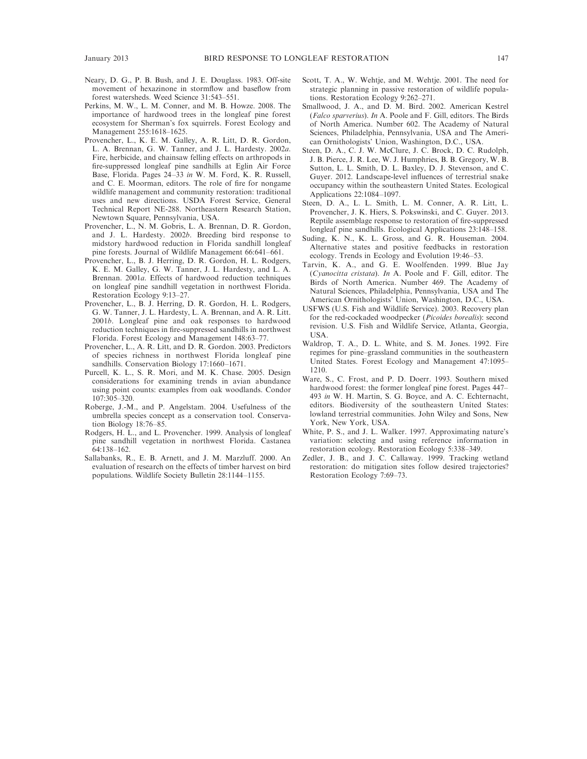Neary, D. G., P. B. Bush, and J. E. Douglass. 1983. Off-site movement of hexazinone in stormflow and baseflow from forest watersheds. Weed Science 31:543–551.

Perkins, M. W., L. M. Conner, and M. B. Howze. 2008. The importance of hardwood trees in the longleaf pine forest ecosystem for Sherman's fox squirrels. Forest Ecology and Management 255:1618–1625.

Provencher, L., K. E. M. Galley, A. R. Litt, D. R. Gordon, L. A. Brennan, G. W. Tanner, and J. L. Hardesty. 2002*a*. Fire, herbicide, and chainsaw felling effects on arthropods in fire-suppressed longleaf pine sandhills at Eglin Air Force Base, Florida. Pages 24–33 *in* W. M. Ford, K. R. Russell, and C. E. Moorman, editors. The role of fire for nongame wildlife management and community restoration: traditional uses and new directions. USDA Forest Service, General Technical Report NE-288. Northeastern Research Station, Newtown Square, Pennsylvania, USA.

Provencher, L., N. M. Gobris, L. A. Brennan, D. R. Gordon, and J. L. Hardesty. 2002*b*. Breeding bird response to midstory hardwood reduction in Florida sandhill longleaf pine forests. Journal of Wildlife Management 66:641–661.

Provencher, L., B. J. Herring, D. R. Gordon, H. L. Rodgers, K. E. M. Galley, G. W. Tanner, J. L. Hardesty, and L. A. Brennan. 2001*a*. Effects of hardwood reduction techniques on longleaf pine sandhill vegetation in northwest Florida. Restoration Ecology 9:13–27.

Provencher, L., B. J. Herring, D. R. Gordon, H. L. Rodgers, G. W. Tanner, J. L. Hardesty, L. A. Brennan, and A. R. Litt. 2001*b*. Longleaf pine and oak responses to hardwood reduction techniques in fire-suppressed sandhills in northwest Florida. Forest Ecology and Management 148:63–77.

Provencher, L., A. R. Litt, and D. R. Gordon. 2003. Predictors of species richness in northwest Florida longleaf pine sandhills. Conservation Biology 17:1660–1671.

Purcell, K. L., S. R. Mori, and M. K. Chase. 2005. Design considerations for examining trends in avian abundance using point counts: examples from oak woodlands. Condor 107:305–320.

Roberge, J.-M., and P. Angelstam. 2004. Usefulness of the umbrella species concept as a conservation tool. Conservation Biology 18:76–85.

Rodgers, H. L., and L. Provencher. 1999. Analysis of longleaf pine sandhill vegetation in northwest Florida. Castanea 64:138–162.

Sallabanks, R., E. B. Arnett, and J. M. Marzluff. 2000. An evaluation of research on the effects of timber harvest on bird populations. Wildlife Society Bulletin 28:1144–1155.

Scott, T. A., W. Wehtje, and M. Wehtje. 2001. The need for strategic planning in passive restoration of wildlife populations. Restoration Ecology 9:262–271.

Smallwood, J. A., and D. M. Bird. 2002. American Kestrel (*Falco sparverius*). *In* A. Poole and F. Gill, editors. The Birds of North America. Number 602. The Academy of Natural Sciences, Philadelphia, Pennsylvania, USA and The American Ornithologists' Union, Washington, D.C., USA.

Steen, D. A., C. J. W. McClure, J. C. Brock, D. C. Rudolph, J. B. Pierce, J. R. Lee, W. J. Humphries, B. B. Gregory, W. B. Sutton, L. L. Smith, D. L. Baxley, D. J. Stevenson, and C. Guyer. 2012. Landscape-level influences of terrestrial snake occupancy within the southeastern United States. Ecological Applications 22:1084–1097.

Steen, D. A., L. L. Smith, L. M. Conner, A. R. Litt, L. Provencher, J. K. Hiers, S. Pokswinski, and C. Guyer. 2013. Reptile assemblage response to restoration of fire-suppressed longleaf pine sandhills. Ecological Applications 23:148–158.

Suding, K. N., K. L. Gross, and G. R. Houseman. 2004. Alternative states and positive feedbacks in restoration ecology. Trends in Ecology and Evolution 19:46–53.

Tarvin, K. A., and G. E. Woolfenden. 1999. Blue Jay (*Cyanocitta cristata*). *In* A. Poole and F. Gill, editor. The Birds of North America. Number 469. The Academy of Natural Sciences, Philadelphia, Pennsylvania, USA and The American Ornithologists' Union, Washington, D.C., USA.

USFWS (U.S. Fish and Wildlife Service). 2003. Recovery plan for the red-cockaded woodpecker (*Picoides borealis*): second revision. U.S. Fish and Wildlife Service, Atlanta, Georgia, USA.

Waldrop, T. A., D. L. White, and S. M. Jones. 1992. Fire regimes for pine–grassland communities in the southeastern United States. Forest Ecology and Management 47:1095–1210.

Ware, S., C. Frost, and P. D. Doerr. 1993. Southern mixed hardwood forest: the former longleaf pine forest. Pages 447–493 *in* W. H. Martin, S. G. Boyce, and A. C. Echternacht, editors. Biodiversity of the southeastern United States: lowland terrestrial communities. John Wiley and Sons, New York, New York, USA.

White, P. S., and J. L. Walker. 1997. Approximating nature's variation: selecting and using reference information in restoration ecology. Restoration Ecology 5:338–349.

Zedler, J. B., and J. C. Callaway. 1999. Tracking wetland restoration: do mitigation sites follow desired trajectories? Restoration Ecology 7:69–73.